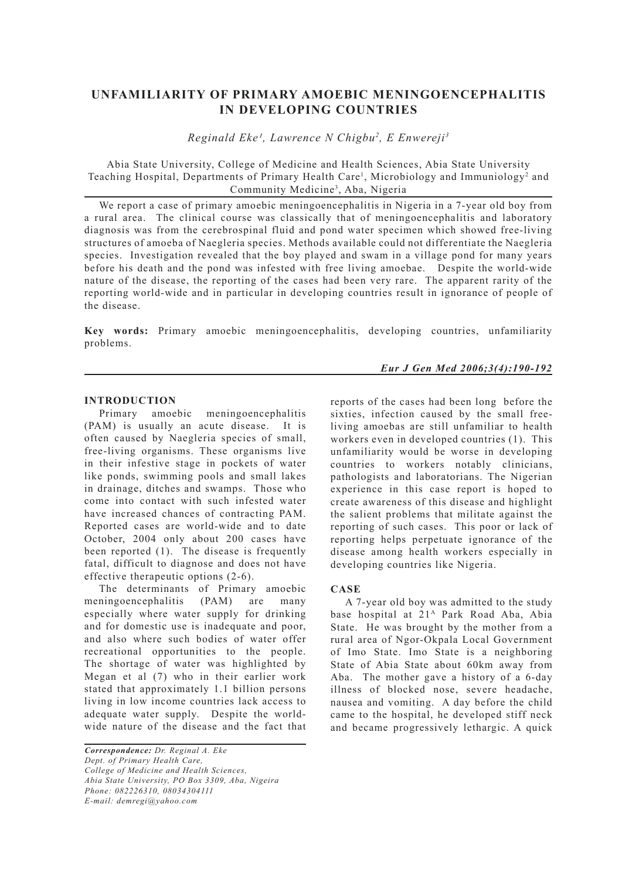# UNFAMILIARITY OF PRIMARY AMOEBIC MENINGOENCEPHALITIS IN DEVELOPING COUNTRIES

*Reginald Eke[1], Lawrence N Chigbu[2], E Enwereji[3]*

Abia State University, College of Medicine and Health Sciences, Abia State University Teaching Hospital, Departments of Primary Health Care[1], Microbiology and Immuniology[2] and Community Medicine[3], Aba, Nigeria

We report a case of primary amoebic meningoencephalitis in Nigeria in a 7-year old boy from a rural area. The clinical course was classically that of meningoencephalitis and laboratory diagnosis was from the cerebrospinal fluid and pond water specimen which showed free-living structures of amoeba of Naegleria species. Methods available could not differentiate the Naegleria species. Investigation revealed that the boy played and swam in a village pond for many years before his death and the pond was infested with free living amoebae. Despite the world-wide nature of the disease, the reporting of the cases had been very rare. The apparent rarity of the reporting world-wide and in particular in developing countries result in ignorance of people of the disease.

**Key words:** Primary amoebic meningoencephalitis, developing countries, unfamiliarity problems.

## INTRODUCTION

Primary amoebic meningoencephalitis (PAM) is usually an acute disease. It is often caused by Naegleria species of small, free-living organisms. These organisms live in their infestive stage in pockets of water like ponds, swimming pools and small lakes in drainage, ditches and swamps. Those who come into contact with such infested water have increased chances of contracting PAM. Reported cases are world-wide and to date October, 2004 only about 200 cases have been reported (1). The disease is frequently fatal, difficult to diagnose and does not have effective therapeutic options (2-6).

The determinants of Primary amoebic meningoencephalitis (PAM) are many especially where water supply for drinking and for domestic use is inadequate and poor, and also where such bodies of water offer recreational opportunities to the people. The shortage of water was highlighted by Megan et al (7) who in their earlier work stated that approximately 1.1 billion persons living in low income countries lack access to adequate water supply. Despite the world-wide nature of the disease and the fact that reports of the cases had been long before the sixties, infection caused by the small free-living amoebas are still unfamiliar to health workers even in developed countries (1). This unfamiliarity would be worse in developing countries to workers notably clinicians, pathologists and laboratorians. The Nigerian experience in this case report is hoped to create awareness of this disease and highlight the salient problems that militate against the reporting of such cases. This poor or lack of reporting helps perpetuate ignorance of the disease among health workers especially in developing countries like Nigeria.

## CASE

A 7-year old boy was admitted to the study base hospital at 21[A] Park Road Aba, Abia State. He was brought by the mother from a rural area of Ngor-Okpala Local Government of Imo State. Imo State is a neighboring State of Abia State about 60km away from Aba. The mother gave a history of a 6-day illness of blocked nose, severe headache, nausea and vomiting. A day before the child came to the hospital, he developed stiff neck and became progressively lethargic. A quick

***Correspondence:** Dr. Reginal A. Eke*
*Dept. of Primary Health Care,*
*College of Medicine and Health Sciences,*
*Abia State University, PO Box 3309, Aba, Nigeira*
*Phone: 082226310, 08034304111*
*E-mail: demregi@yahoo.com*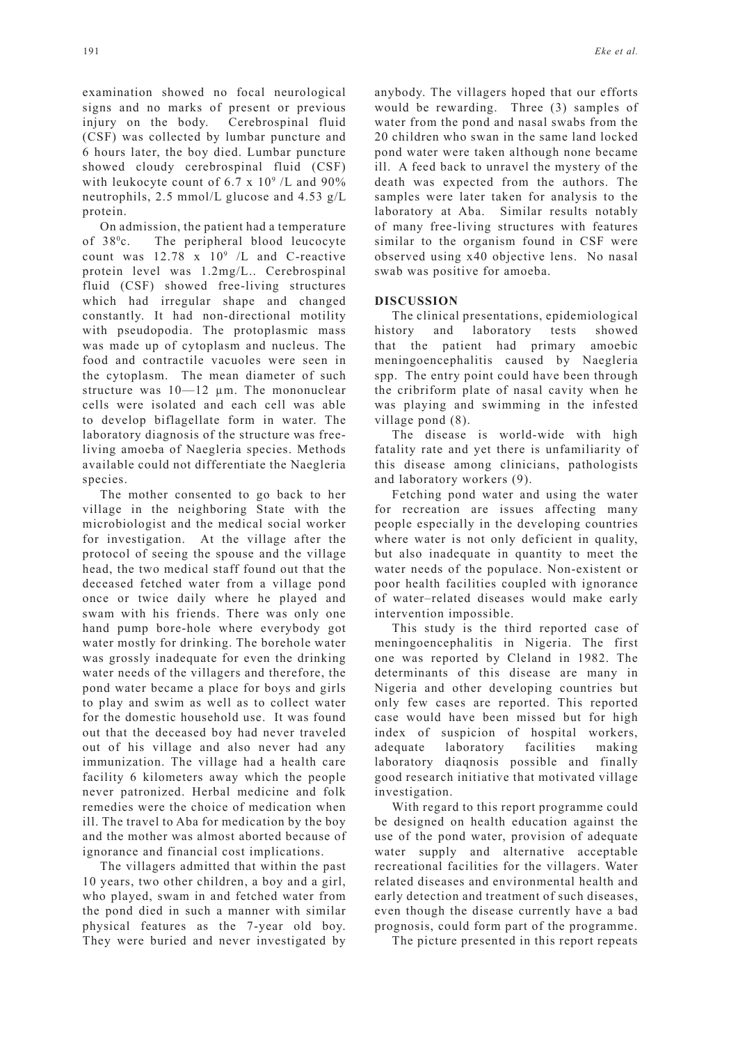examination showed no focal neurological signs and no marks of present or previous injury on the body. Cerebrospinal fluid (CSF) was collected by lumbar puncture and 6 hours later, the boy died. Lumbar puncture showed cloudy cerebrospinal fluid (CSF) with leukocyte count of $6.7 \times 10^9$ /L and 90% neutrophils, 2.5 mmol/L glucose and 4.53 g/L protein.

On admission, the patient had a temperature of $38^0$c. The peripheral blood leucocyte count was $12.78 \times 10^9$ /L and C-reactive protein level was 1.2mg/L.. Cerebrospinal fluid (CSF) showed free-living structures which had irregular shape and changed constantly. It had non-directional motility with pseudopodia. The protoplasmic mass was made up of cytoplasm and nucleus. The food and contractile vacuoles were seen in the cytoplasm. The mean diameter of such structure was 10—12 µm. The mononuclear cells were isolated and each cell was able to develop biflagellate form in water. The laboratory diagnosis of the structure was free-living amoeba of Naegleria species. Methods available could not differentiate the Naegleria species.

The mother consented to go back to her village in the neighboring State with the microbiologist and the medical social worker for investigation. At the village after the protocol of seeing the spouse and the village head, the two medical staff found out that the deceased fetched water from a village pond once or twice daily where he played and swam with his friends. There was only one hand pump bore-hole where everybody got water mostly for drinking. The borehole water was grossly inadequate for even the drinking water needs of the villagers and therefore, the pond water became a place for boys and girls to play and swim as well as to collect water for the domestic household use. It was found out that the deceased boy had never traveled out of his village and also never had any immunization. The village had a health care facility 6 kilometers away which the people never patronized. Herbal medicine and folk remedies were the choice of medication when ill. The travel to Aba for medication by the boy and the mother was almost aborted because of ignorance and financial cost implications.

The villagers admitted that within the past 10 years, two other children, a boy and a girl, who played, swam in and fetched water from the pond died in such a manner with similar physical features as the 7-year old boy. They were buried and never investigated by anybody. The villagers hoped that our efforts would be rewarding. Three (3) samples of water from the pond and nasal swabs from the 20 children who swan in the same land locked pond water were taken although none became ill. A feed back to unravel the mystery of the death was expected from the authors. The samples were later taken for analysis to the laboratory at Aba. Similar results notably of many free-living structures with features similar to the organism found in CSF were observed using x40 objective lens. No nasal swab was positive for amoeba.

## DISCUSSION

The clinical presentations, epidemiological history and laboratory tests showed that the patient had primary amoebic meningoencephalitis caused by Naegleria spp. The entry point could have been through the cribriform plate of nasal cavity when he was playing and swimming in the infested village pond (8).

The disease is world-wide with high fatality rate and yet there is unfamiliarity of this disease among clinicians, pathologists and laboratory workers (9).

Fetching pond water and using the water for recreation are issues affecting many people especially in the developing countries where water is not only deficient in quality, but also inadequate in quantity to meet the water needs of the populace. Non-existent or poor health facilities coupled with ignorance of water–related diseases would make early intervention impossible.

This study is the third reported case of meningoencephalitis in Nigeria. The first one was reported by Cleland in 1982. The determinants of this disease are many in Nigeria and other developing countries but only few cases are reported. This reported case would have been missed but for high index of suspicion of hospital workers, adequate laboratory facilities making laboratory diaqnosis possible and finally good research initiative that motivated village investigation.

With regard to this report programme could be designed on health education against the use of the pond water, provision of adequate water supply and alternative acceptable recreational facilities for the villagers. Water related diseases and environmental health and early detection and treatment of such diseases, even though the disease currently have a bad prognosis, could form part of the programme.

The picture presented in this report repeats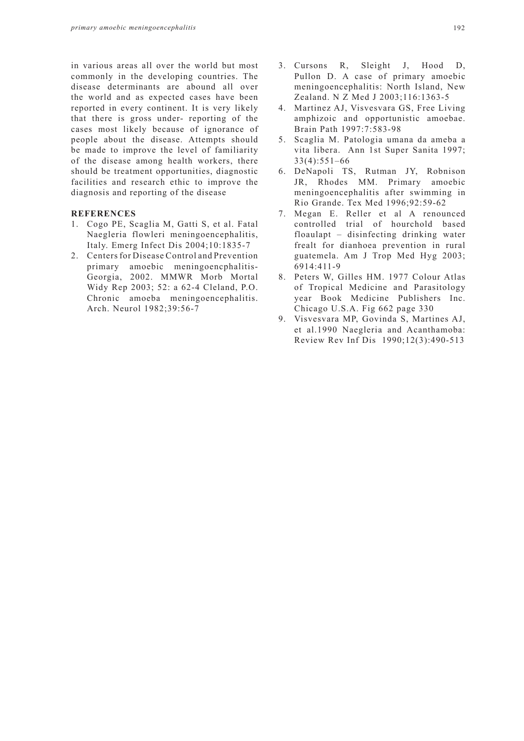in various areas all over the world but most commonly in the developing countries. The disease determinants are abound all over the world and as expected cases have been reported in every continent. It is very likely that there is gross under- reporting of the cases most likely because of ignorance of people about the disease. Attempts should be made to improve the level of familiarity of the disease among health workers, there should be treatment opportunities, diagnostic facilities and research ethic to improve the diagnosis and reporting of the disease

**REFERENCES**

1. Cogo PE, Scaglia M, Gatti S, et al. Fatal Naegleria flowleri meningoencephalitis, Italy. Emerg Infect Dis 2004;10:1835-7
2. Centers for Disease Control and Prevention primary amoebic meningoencphalitis- Georgia, 2002. MMWR Morb Mortal Widy Rep 2003; 52: a 62-4 Cleland, P.O. Chronic amoeba meningoencephalitis. Arch. Neurol 1982;39:56-7
3. Cursons R, Sleight J, Hood D, Pullon D. A case of primary amoebic meningoencephalitis: North Island, New Zealand. N Z Med J 2003;116:1363-5
4. Martinez AJ, Visvesvara GS, Free Living amphizoic and opportunistic amoebae. Brain Path 1997:7:583-98
5. Scaglia M. Patologia umana da ameba a vita libera. Ann 1st Super Sanita 1997; 33(4):551–66
6. DeNapoli TS, Rutman JY, Robnison JR, Rhodes MM. Primary amoebic meningoencephalitis after swimming in Rio Grande. Tex Med 1996;92:59-62
7. Megan E. Reller et al A renounced controlled trial of hourchold based floaulapt – disinfecting drinking water frealt for dianhoea prevention in rural guatemela. Am J Trop Med Hyg 2003; 6914:411-9
8. Peters W, Gilles HM. 1977 Colour Atlas of Tropical Medicine and Parasitology year Book Medicine Publishers Inc. Chicago U.S.A. Fig 662 page 330
9. Visvesvara MP, Govinda S, Martines AJ, et al.1990 Naegleria and Acanthamoba: Review Rev Inf Dis 1990;12(3):490-513